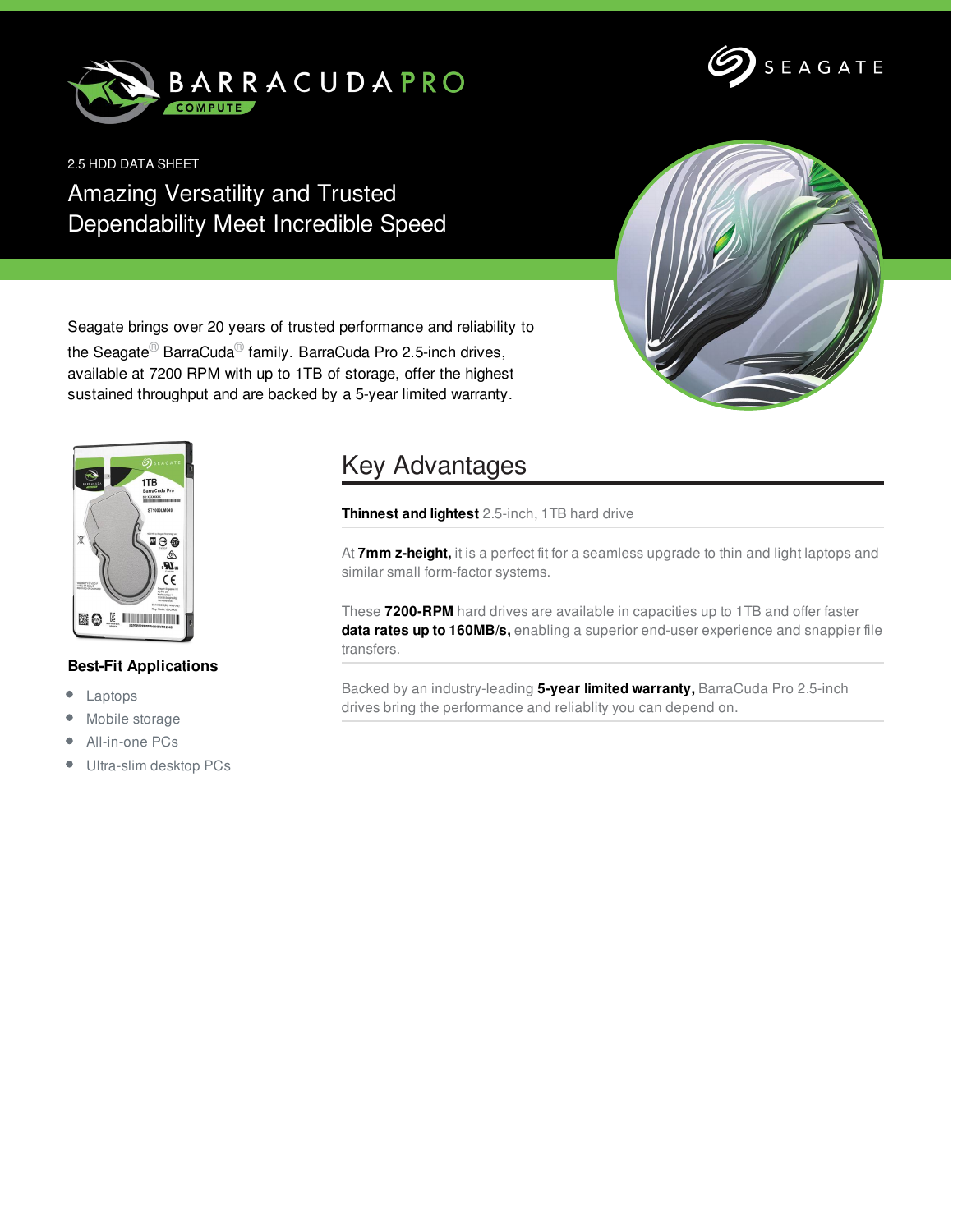BARRACUDA PRO

COMPUTE

SEAGATE

2.5 HDD DATA SHEET

# Amazing Versatility and Trusted Dependability Meet Incredible Speed

Seagate brings over 20 years of trusted performance and reliability to the Seagate® BarraCuda® family. BarraCuda Pro 2.5-inch drives, available at 7200 RPM with up to 1TB of storage, offer the highest sustained throughput and are backed by a 5-year limited warranty.

### Best-Fit Applications

- Laptops
- Mobile storage
- All-in-one PCs
- Ultra-slim desktop PCs

## Key Advantages

**Thinnest and lightest** 2.5-inch, 1TB hard drive

At **7mm z-height,** it is a perfect fit for a seamless upgrade to thin and light laptops and similar small form-factor systems.

These **7200-RPM** hard drives are available in capacities up to 1TB and offer faster **data rates up to 160MB/s,** enabling a superior end-user experience and snappier file transfers.

Backed by an industry-leading **5-year limited warranty,** BarraCuda Pro 2.5-inch drives bring the performance and reliablity you can depend on.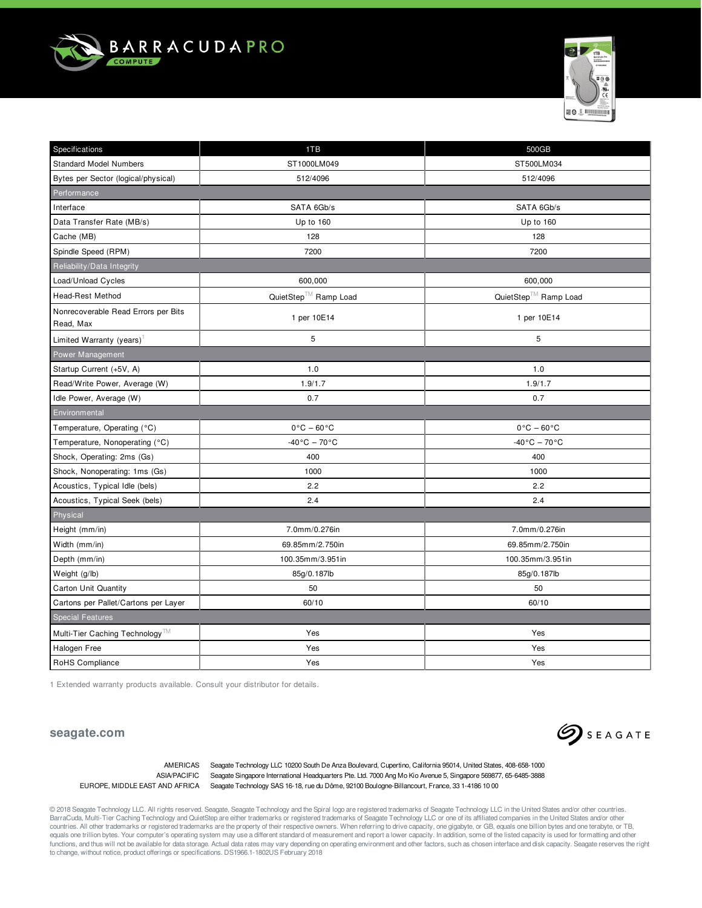# BARRACUDA PRO COMPUTE

| Specifications | 1TB | 500GB |
| --- | --- | --- |
| Standard Model Numbers | ST1000LM049 | ST500LM034 |
| Bytes per Sector (logical/physical) | 512/4096 | 512/4096 |
| **Performance** | | |
| Interface | SATA 6Gb/s | SATA 6Gb/s |
| Data Transfer Rate (MB/s) | Up to 160 | Up to 160 |
| Cache (MB) | 128 | 128 |
| Spindle Speed (RPM) | 7200 | 7200 |
| **Reliability/Data Integrity** | | |
| Load/Unload Cycles | 600,000 | 600,000 |
| Head-Rest Method | QuietStep™ Ramp Load | QuietStep™ Ramp Load |
| Nonrecoverable Read Errors per Bits Read, Max | 1 per 10E14 | 1 per 10E14 |
| Limited Warranty (years)[1] | 5 | 5 |
| **Power Management** | | |
| Startup Current (+5V, A) | 1.0 | 1.0 |
| Read/Write Power, Average (W) | 1.9/1.7 | 1.9/1.7 |
| Idle Power, Average (W) | 0.7 | 0.7 |
| **Environmental** | | |
| Temperature, Operating (°C) | 0°C – 60°C | 0°C – 60°C |
| Temperature, Nonoperating (°C) | -40°C – 70°C | -40°C – 70°C |
| Shock, Operating: 2ms (Gs) | 400 | 400 |
| Shock, Nonoperating: 1ms (Gs) | 1000 | 1000 |
| Acoustics, Typical Idle (bels) | 2.2 | 2.2 |
| Acoustics, Typical Seek (bels) | 2.4 | 2.4 |
| **Physical** | | |
| Height (mm/in) | 7.0mm/0.276in | 7.0mm/0.276in |
| Width (mm/in) | 69.85mm/2.750in | 69.85mm/2.750in |
| Depth (mm/in) | 100.35mm/3.951in | 100.35mm/3.951in |
| Weight (g/lb) | 85g/0.187lb | 85g/0.187lb |
| Carton Unit Quantity | 50 | 50 |
| Cartons per Pallet/Cartons per Layer | 60/10 | 60/10 |
| **Special Features** | | |
| Multi-Tier Caching Technology™ | Yes | Yes |
| Halogen Free | Yes | Yes |
| RoHS Compliance | Yes | Yes |

1 Extended warranty products available. Consult your distributor for details.

**seagate.com**

SEAGATE

AMERICAS Seagate Technology LLC 10200 South De Anza Boulevard, Cupertino, California 95014, United States, 408-658-1000
ASIA/PACIFIC Seagate Singapore International Headquarters Pte. Ltd. 7000 Ang Mo Kio Avenue 5, Singapore 569877, 65-6485-3888
EUROPE, MIDDLE EAST AND AFRICA Seagate Technology SAS 16-18, rue du Dôme, 92100 Boulogne-Billancourt, France, 33 1-4186 10 00

© 2018 Seagate Technology LLC. All rights reserved. Seagate, Seagate Technology and the Spiral logo are registered trademarks of Seagate Technology LLC in the United States and/or other countries. BarraCuda, Multi-Tier Caching Technology and QuietStep are either trademarks or registered trademarks of Seagate Technology LLC or one of its affiliated companies in the United States and/or other countries. All other trademarks or registered trademarks are the property of their respective owners. When referring to drive capacity, one gigabyte, or GB, equals one billion bytes and one terabyte, or TB, equals one trillion bytes. Your computer's operating system may use a different standard of measurement and report a lower capacity. In addition, some of the listed capacity is used for formatting and other functions, and thus will not be available for data storage. Actual data rates may vary depending on operating environment and other factors, such as chosen interface and disk capacity. Seagate reserves the right to change, without notice, product offerings or specifications. DS1966.1-1802US February 2018